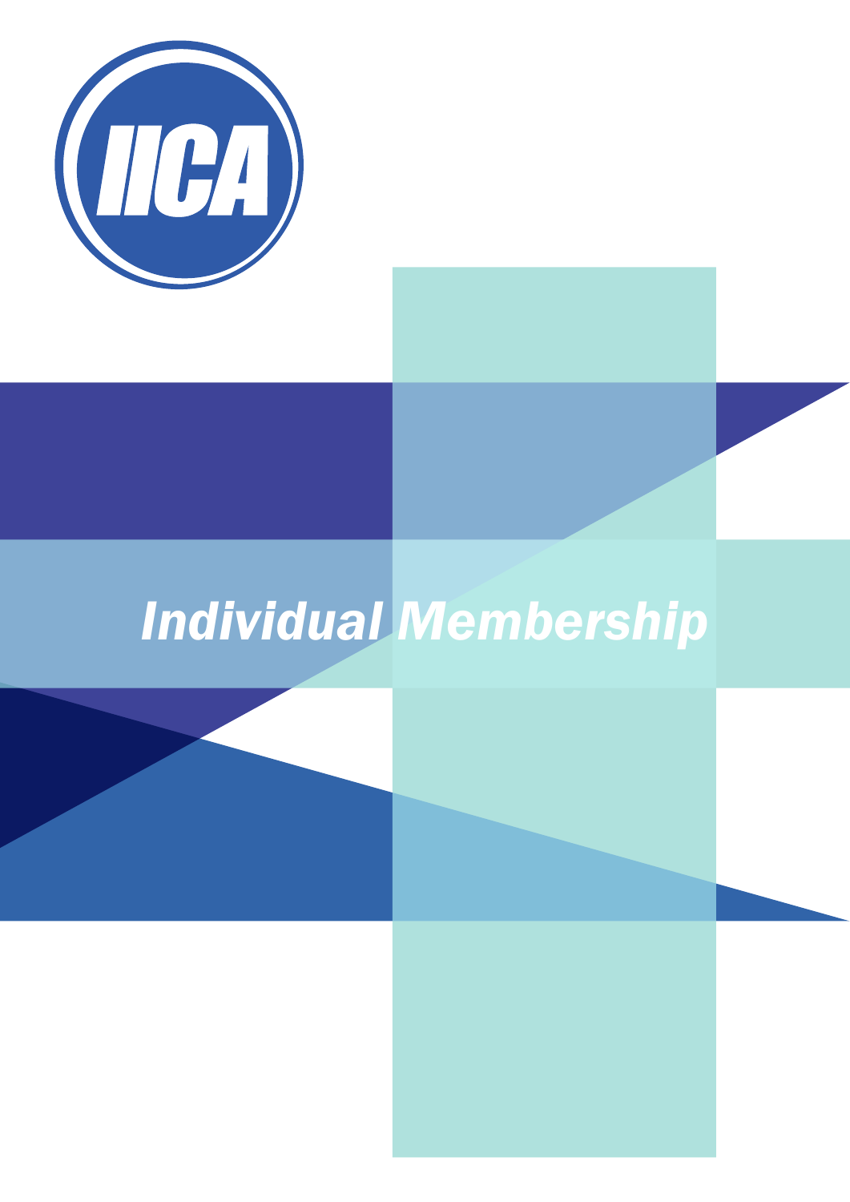IICA

# Individual Membership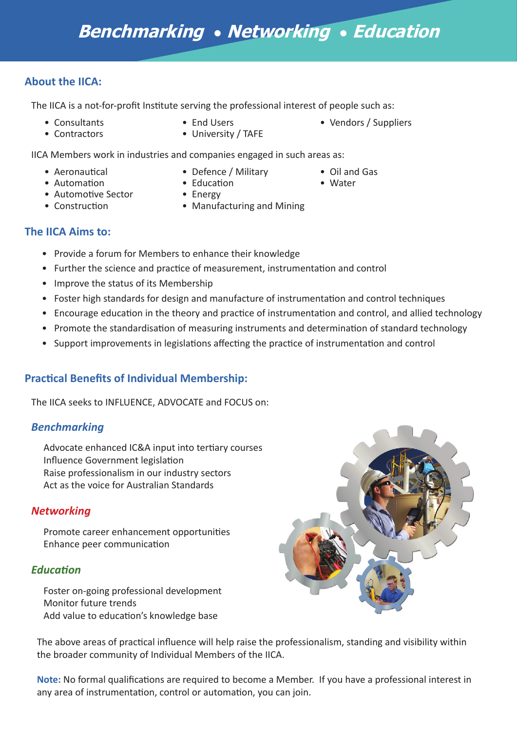# Benchmarking • Networking • Education

## About the IICA:

The IICA is a not-for-profit Institute serving the professional interest of people such as:

- Consultants
- Contractors
- End Users
- University / TAFE
- Vendors / Suppliers

IICA Members work in industries and companies engaged in such areas as:

- Aeronautical
- Automation
- Automotive Sector
- Construction
- Defence / Military
- Education
- Energy
- Manufacturing and Mining
- Oil and Gas
- Water

## The IICA Aims to:

- Provide a forum for Members to enhance their knowledge
- Further the science and practice of measurement, instrumentation and control
- Improve the status of its Membership
- Foster high standards for design and manufacture of instrumentation and control techniques
- Encourage education in the theory and practice of instrumentation and control, and allied technology
- Promote the standardisation of measuring instruments and determination of standard technology
- Support improvements in legislations affecting the practice of instrumentation and control

## Practical Benefits of Individual Membership:

The IICA seeks to INFLUENCE, ADVOCATE and FOCUS on:

### *Benchmarking*

Advocate enhanced IC&A input into tertiary courses
Influence Government legislation
Raise professionalism in our industry sectors
Act as the voice for Australian Standards

### *Networking*

Promote career enhancement opportunities
Enhance peer communication

### *Education*

Foster on-going professional development
Monitor future trends
Add value to education's knowledge base

The above areas of practical influence will help raise the professionalism, standing and visibility within the broader community of Individual Members of the IICA.

**Note:** No formal qualifications are required to become a Member. If you have a professional interest in any area of instrumentation, control or automation, you can join.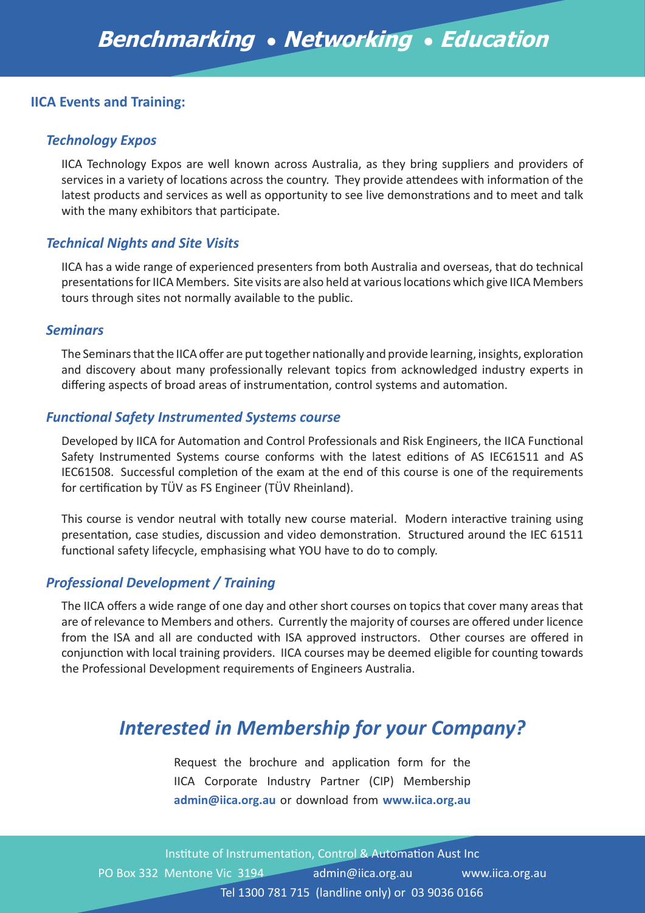# Benchmarking • Networking • Education

## IICA Events and Training:

### *Technology Expos*

IICA Technology Expos are well known across Australia, as they bring suppliers and providers of services in a variety of locations across the country. They provide attendees with information of the latest products and services as well as opportunity to see live demonstrations and to meet and talk with the many exhibitors that participate.

### *Technical Nights and Site Visits*

IICA has a wide range of experienced presenters from both Australia and overseas, that do technical presentations for IICA Members. Site visits are also held at various locations which give IICA Members tours through sites not normally available to the public.

### *Seminars*

The Seminars that the IICA offer are put together nationally and provide learning, insights, exploration and discovery about many professionally relevant topics from acknowledged industry experts in differing aspects of broad areas of instrumentation, control systems and automation.

### *Functional Safety Instrumented Systems course*

Developed by IICA for Automation and Control Professionals and Risk Engineers, the IICA Functional Safety Instrumented Systems course conforms with the latest editions of AS IEC61511 and AS IEC61508. Successful completion of the exam at the end of this course is one of the requirements for certification by TÜV as FS Engineer (TÜV Rheinland).

This course is vendor neutral with totally new course material. Modern interactive training using presentation, case studies, discussion and video demonstration. Structured around the IEC 61511 functional safety lifecycle, emphasising what YOU have to do to comply.

### *Professional Development / Training*

The IICA offers a wide range of one day and other short courses on topics that cover many areas that are of relevance to Members and others. Currently the majority of courses are offered under licence from the ISA and all are conducted with ISA approved instructors. Other courses are offered in conjunction with local training providers. IICA courses may be deemed eligible for counting towards the Professional Development requirements of Engineers Australia.

## *Interested in Membership for your Company?*

Request the brochure and application form for the IICA Corporate Industry Partner (CIP) Membership **admin@iica.org.au** or download from **www.iica.org.au**

Institute of Instrumentation, Control & Automation Aust Inc
PO Box 332 Mentone Vic 3194    admin@iica.org.au    www.iica.org.au
Tel 1300 781 715 (landline only) or 03 9036 0166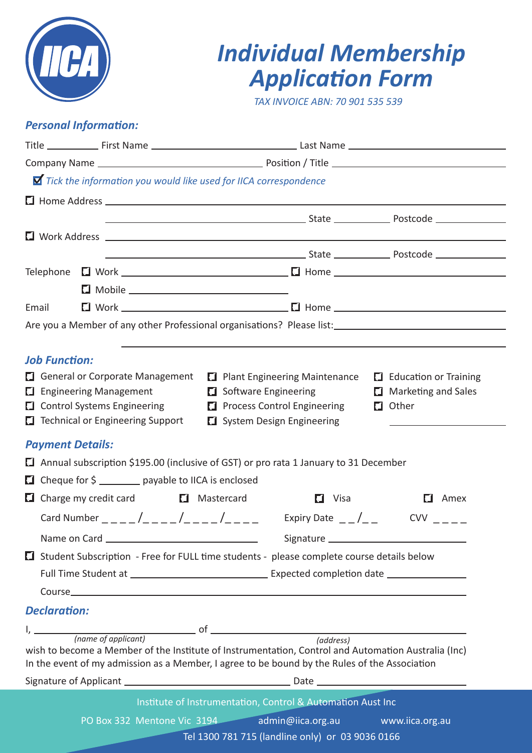# Individual Membership Application Form

*TAX INVOICE ABN: 70 901 535 539*

## *Personal Information:*

Title __________ First Name ______________________________ Last Name ______________________________

Company Name __________________________________ Position / Title ____________________________________

☑ *Tick the information you would like used for IICA correspondence*

☐ Home Address ______________________________________________________________________

________________________________________ State ___________ Postcode ______________

☐ Work Address ______________________________________________________________________

________________________________________ State ___________ Postcode ______________

Telephone ☐ Work __________________________________ ☐ Home ___________________________________

☐ Mobile __________________________________

Email ☐ Work __________________________________ ☐ Home ___________________________________

Are you a Member of any other Professional organisations? Please list: _______________________________

______________________________________________________________________________

## *Job Function:*

- ☐ General or Corporate Management
- ☐ Engineering Management
- ☐ Control Systems Engineering
- ☐ Technical or Engineering Support
- ☐ Plant Engineering Maintenance
- ☐ Software Engineering
- ☐ Process Control Engineering
- ☐ System Design Engineering
- ☐ Education or Training
- ☐ Marketing and Sales
- ☐ Other ____________________

## *Payment Details:*

☐ Annual subscription $195.00 (inclusive of GST) or pro rata 1 January to 31 December

☐ Cheque for $ ________ payable to IICA is enclosed

☐ Charge my credit card ☐ Mastercard ☐ Visa ☐ Amex

Card Number _ _ _ _/_ _ _ _/_ _ _ _/_ _ _ _ Expiry Date _ _/_ _ CVV _ _ _ _

Name on Card ______________________________ Signature ____________________________

☐ Student Subscription - Free for FULL time students - please complete course details below

Full Time Student at ____________________________ Expected completion date ________________

Course____________________________________________________________________________

## *Declaration:*

I, ______________________________ of ____________________________________________
*(name of applicant)* *(address)*

wish to become a Member of the Institute of Instrumentation, Control and Automation Australia (Inc)
In the event of my admission as a Member, I agree to be bound by the Rules of the Association

Signature of Applicant ______________________________ Date ____________________________

Institute of Instrumentation, Control & Automation Aust Inc

PO Box 332 Mentone Vic 3194 admin@iica.org.au www.iica.org.au

Tel 1300 781 715 (landline only) or 03 9036 0166